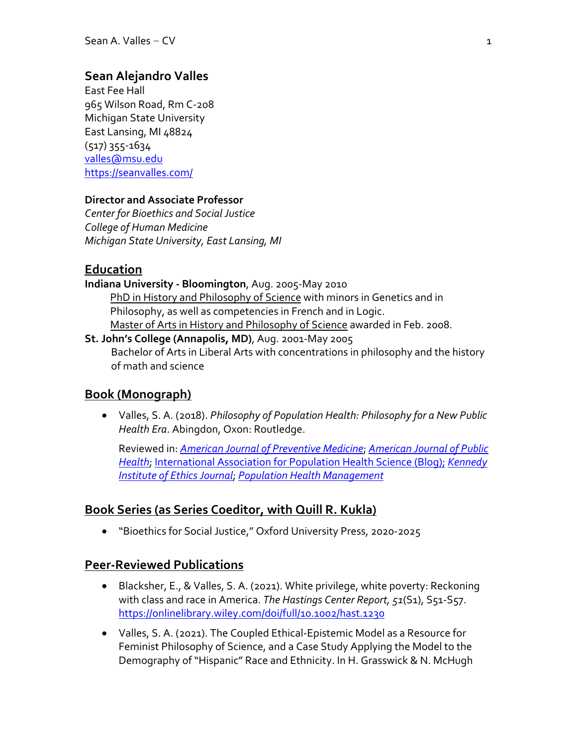# Sean Alejandro Valles

East Fee Hall
965 Wilson Road, Rm C-208
Michigan State University
East Lansing, MI 48824
(517) 355-1634
[valles@msu.edu](mailto:valles@msu.edu)
[https://seanvalles.com/](https://seanvalles.com/)

**Director and Associate Professor**
*Center for Bioethics and Social Justice*
*College of Human Medicine*
*Michigan State University, East Lansing, MI*

## Education

**Indiana University - Bloomington**, Aug. 2005-May 2010

PhD in History and Philosophy of Science with minors in Genetics and in Philosophy, as well as competencies in French and in Logic.
Master of Arts in History and Philosophy of Science awarded in Feb. 2008.

**St. John's College (Annapolis, MD)**, Aug. 2001-May 2005

Bachelor of Arts in Liberal Arts with concentrations in philosophy and the history of math and science

## Book (Monograph)

- Valles, S. A. (2018). *Philosophy of Population Health: Philosophy for a New Public Health Era*. Abingdon, Oxon: Routledge.

  Reviewed in: *American Journal of Preventive Medicine*; *American Journal of Public Health*; International Association for Population Health Science (Blog); *Kennedy Institute of Ethics Journal*; *Population Health Management*

## Book Series (as Series Coeditor, with Quill R. Kukla)

- "Bioethics for Social Justice," Oxford University Press, 2020-2025

## Peer-Reviewed Publications

- Blacksher, E., & Valles, S. A. (2021). White privilege, white poverty: Reckoning with class and race in America. *The Hastings Center Report*, *51*(S1), S51-S57. [https://onlinelibrary.wiley.com/doi/full/10.1002/hast.1230](https://onlinelibrary.wiley.com/doi/full/10.1002/hast.1230)
- Valles, S. A. (2021). The Coupled Ethical-Epistemic Model as a Resource for Feminist Philosophy of Science, and a Case Study Applying the Model to the Demography of "Hispanic" Race and Ethnicity. In H. Grasswick & N. McHugh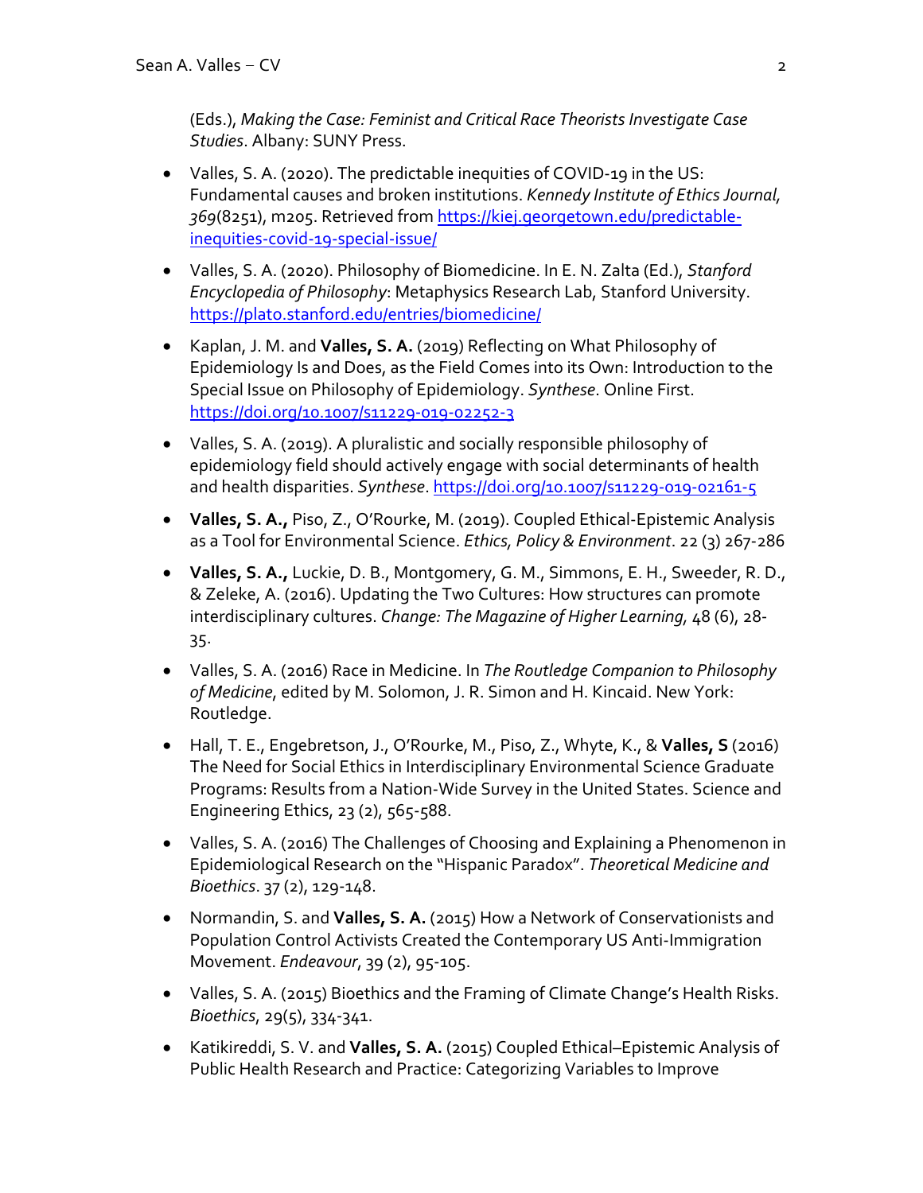(Eds.), *Making the Case: Feminist and Critical Race Theorists Investigate Case Studies*. Albany: SUNY Press.

- Valles, S. A. (2020). The predictable inequities of COVID-19 in the US: Fundamental causes and broken institutions. *Kennedy Institute of Ethics Journal, 369*(8251), m205. Retrieved from [https://kiej.georgetown.edu/predictable-inequities-covid-19-special-issue/](https://kiej.georgetown.edu/predictable-inequities-covid-19-special-issue/)

- Valles, S. A. (2020). Philosophy of Biomedicine. In E. N. Zalta (Ed.), *Stanford Encyclopedia of Philosophy*: Metaphysics Research Lab, Stanford University. [https://plato.stanford.edu/entries/biomedicine/](https://plato.stanford.edu/entries/biomedicine/)

- Kaplan, J. M. and **Valles, S. A.** (2019) Reflecting on What Philosophy of Epidemiology Is and Does, as the Field Comes into its Own: Introduction to the Special Issue on Philosophy of Epidemiology. *Synthese*. Online First. [https://doi.org/10.1007/s11229-019-02252-3](https://doi.org/10.1007/s11229-019-02252-3)

- Valles, S. A. (2019). A pluralistic and socially responsible philosophy of epidemiology field should actively engage with social determinants of health and health disparities. *Synthese*. [https://doi.org/10.1007/s11229-019-02161-5](https://doi.org/10.1007/s11229-019-02161-5)

- **Valles, S. A.,** Piso, Z., O'Rourke, M. (2019). Coupled Ethical-Epistemic Analysis as a Tool for Environmental Science. *Ethics, Policy & Environment*. 22 (3) 267-286

- **Valles, S. A.,** Luckie, D. B., Montgomery, G. M., Simmons, E. H., Sweeder, R. D., & Zeleke, A. (2016). Updating the Two Cultures: How structures can promote interdisciplinary cultures. *Change: The Magazine of Higher Learning,* 48 (6), 28-35.

- Valles, S. A. (2016) Race in Medicine. In *The Routledge Companion to Philosophy of Medicine*, edited by M. Solomon, J. R. Simon and H. Kincaid. New York: Routledge.

- Hall, T. E., Engebretson, J., O'Rourke, M., Piso, Z., Whyte, K., & **Valles, S** (2016) The Need for Social Ethics in Interdisciplinary Environmental Science Graduate Programs: Results from a Nation-Wide Survey in the United States. Science and Engineering Ethics, 23 (2), 565-588.

- Valles, S. A. (2016) The Challenges of Choosing and Explaining a Phenomenon in Epidemiological Research on the "Hispanic Paradox". *Theoretical Medicine and Bioethics*. 37 (2), 129-148.

- Normandin, S. and **Valles, S. A.** (2015) How a Network of Conservationists and Population Control Activists Created the Contemporary US Anti-Immigration Movement. *Endeavour*, 39 (2), 95-105.

- Valles, S. A. (2015) Bioethics and the Framing of Climate Change's Health Risks. *Bioethics*, 29(5), 334-341.

- Katikireddi, S. V. and **Valles, S. A.** (2015) Coupled Ethical–Epistemic Analysis of Public Health Research and Practice: Categorizing Variables to Improve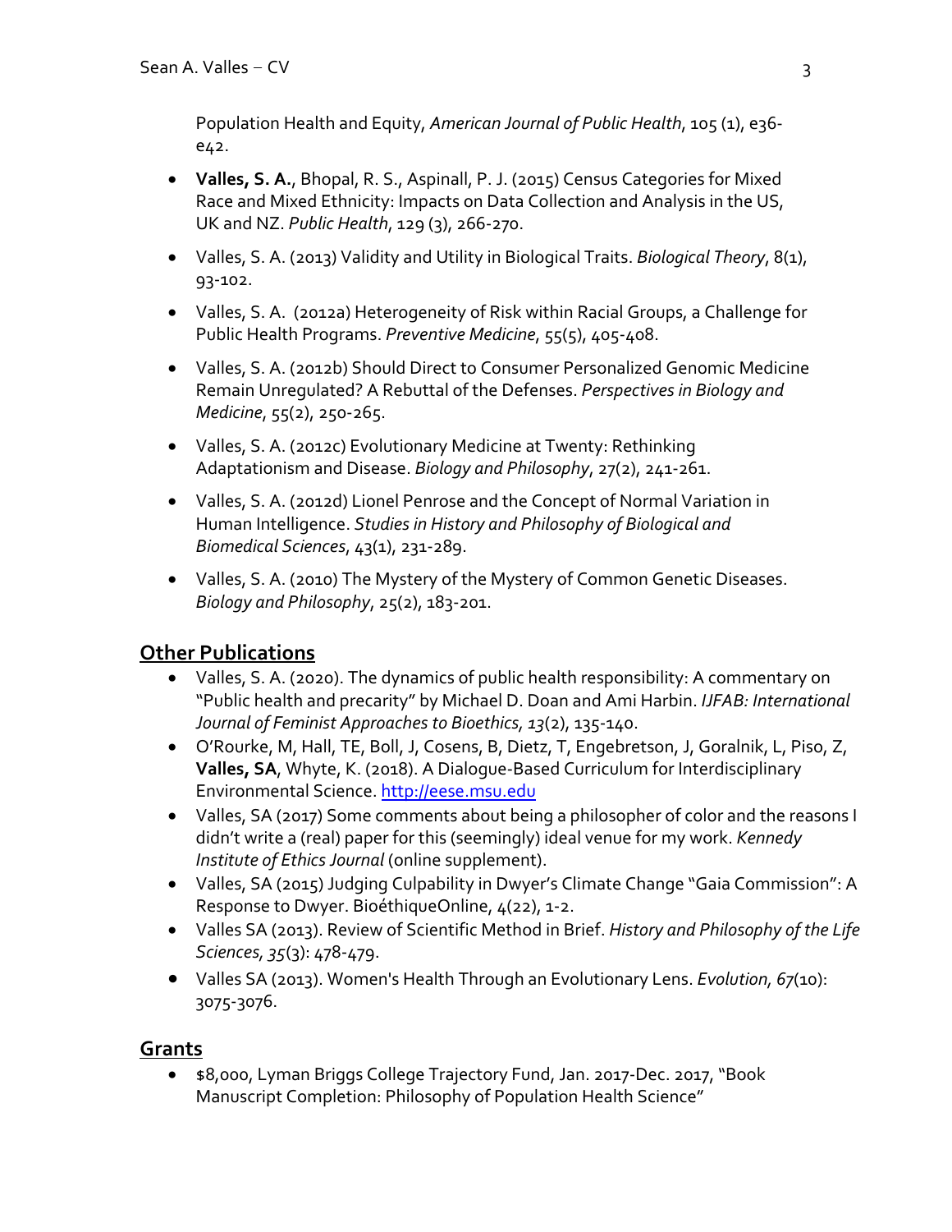Population Health and Equity, *American Journal of Public Health*, 105 (1), e36-e42.

- **Valles, S. A.**, Bhopal, R. S., Aspinall, P. J. (2015) Census Categories for Mixed Race and Mixed Ethnicity: Impacts on Data Collection and Analysis in the US, UK and NZ. *Public Health*, 129 (3), 266-270.
- Valles, S. A. (2013) Validity and Utility in Biological Traits. *Biological Theory*, 8(1), 93-102.
- Valles, S. A. (2012a) Heterogeneity of Risk within Racial Groups, a Challenge for Public Health Programs. *Preventive Medicine*, 55(5), 405-408.
- Valles, S. A. (2012b) Should Direct to Consumer Personalized Genomic Medicine Remain Unregulated? A Rebuttal of the Defenses. *Perspectives in Biology and Medicine*, 55(2), 250-265.
- Valles, S. A. (2012c) Evolutionary Medicine at Twenty: Rethinking Adaptationism and Disease. *Biology and Philosophy*, 27(2), 241-261.
- Valles, S. A. (2012d) Lionel Penrose and the Concept of Normal Variation in Human Intelligence. *Studies in History and Philosophy of Biological and Biomedical Sciences*, 43(1), 231-289.
- Valles, S. A. (2010) The Mystery of the Mystery of Common Genetic Diseases. *Biology and Philosophy*, 25(2), 183-201.

## Other Publications

- Valles, S. A. (2020). The dynamics of public health responsibility: A commentary on "Public health and precarity" by Michael D. Doan and Ami Harbin. *IJFAB: International Journal of Feminist Approaches to Bioethics, 13*(2), 135-140.
- O'Rourke, M, Hall, TE, Boll, J, Cosens, B, Dietz, T, Engebretson, J, Goralnik, L, Piso, Z, **Valles, SA**, Whyte, K. (2018). A Dialogue-Based Curriculum for Interdisciplinary Environmental Science. http://eese.msu.edu
- Valles, SA (2017) Some comments about being a philosopher of color and the reasons I didn't write a (real) paper for this (seemingly) ideal venue for my work. *Kennedy Institute of Ethics Journal* (online supplement).
- Valles, SA (2015) Judging Culpability in Dwyer's Climate Change "Gaia Commission": A Response to Dwyer. BioéthiqueOnline, 4(22), 1-2.
- Valles SA (2013). Review of Scientific Method in Brief. *History and Philosophy of the Life Sciences, 35*(3): 478-479.
- Valles SA (2013). Women's Health Through an Evolutionary Lens. *Evolution, 67*(10): 3075-3076.

## Grants

- $8,000, Lyman Briggs College Trajectory Fund, Jan. 2017-Dec. 2017, "Book Manuscript Completion: Philosophy of Population Health Science"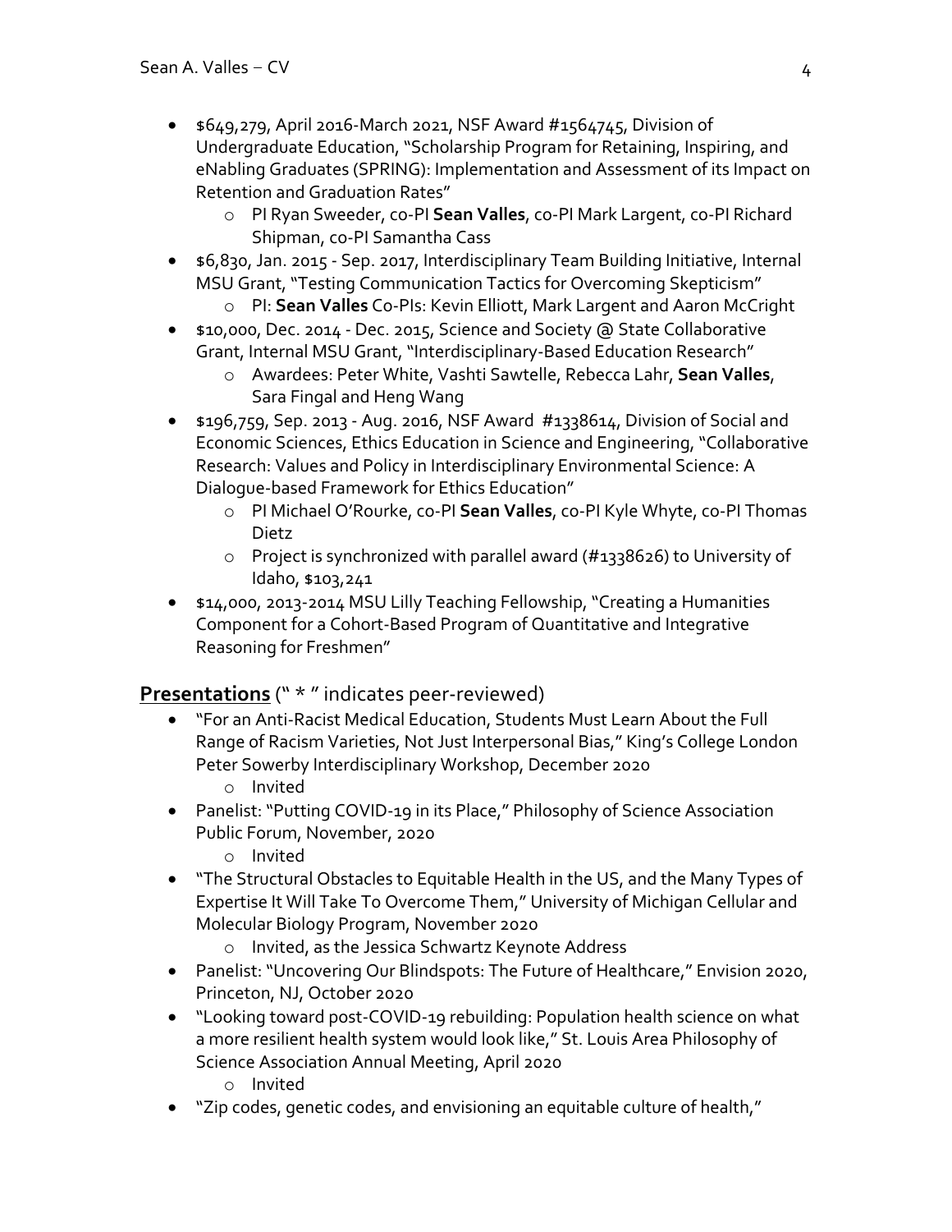- $649,279, April 2016-March 2021, NSF Award #1564745, Division of Undergraduate Education, "Scholarship Program for Retaining, Inspiring, and eNabling Graduates (SPRING): Implementation and Assessment of its Impact on Retention and Graduation Rates"
    - PI Ryan Sweeder, co-PI **Sean Valles**, co-PI Mark Largent, co-PI Richard Shipman, co-PI Samantha Cass
- $6,830, Jan. 2015 - Sep. 2017, Interdisciplinary Team Building Initiative, Internal MSU Grant, "Testing Communication Tactics for Overcoming Skepticism"
    - PI: **Sean Valles** Co-PIs: Kevin Elliott, Mark Largent and Aaron McCright
- $10,000, Dec. 2014 - Dec. 2015, Science and Society @ State Collaborative Grant, Internal MSU Grant, "Interdisciplinary-Based Education Research"
    - Awardees: Peter White, Vashti Sawtelle, Rebecca Lahr, **Sean Valles**, Sara Fingal and Heng Wang
- $196,759, Sep. 2013 - Aug. 2016, NSF Award #1338614, Division of Social and Economic Sciences, Ethics Education in Science and Engineering, "Collaborative Research: Values and Policy in Interdisciplinary Environmental Science: A Dialogue-based Framework for Ethics Education"
    - PI Michael O'Rourke, co-PI **Sean Valles**, co-PI Kyle Whyte, co-PI Thomas Dietz
    - Project is synchronized with parallel award (#1338626) to University of Idaho, $103,241
- $14,000, 2013-2014 MSU Lilly Teaching Fellowship, "Creating a Humanities Component for a Cohort-Based Program of Quantitative and Integrative Reasoning for Freshmen"

## **Presentations** (" * " indicates peer-reviewed)

- "For an Anti-Racist Medical Education, Students Must Learn About the Full Range of Racism Varieties, Not Just Interpersonal Bias," King's College London Peter Sowerby Interdisciplinary Workshop, December 2020
    - Invited
- Panelist: "Putting COVID-19 in its Place," Philosophy of Science Association Public Forum, November, 2020
    - Invited
- "The Structural Obstacles to Equitable Health in the US, and the Many Types of Expertise It Will Take To Overcome Them," University of Michigan Cellular and Molecular Biology Program, November 2020
    - Invited, as the Jessica Schwartz Keynote Address
- Panelist: "Uncovering Our Blindspots: The Future of Healthcare," Envision 2020, Princeton, NJ, October 2020
- "Looking toward post-COVID-19 rebuilding: Population health science on what a more resilient health system would look like," St. Louis Area Philosophy of Science Association Annual Meeting, April 2020
    - Invited
- "Zip codes, genetic codes, and envisioning an equitable culture of health,"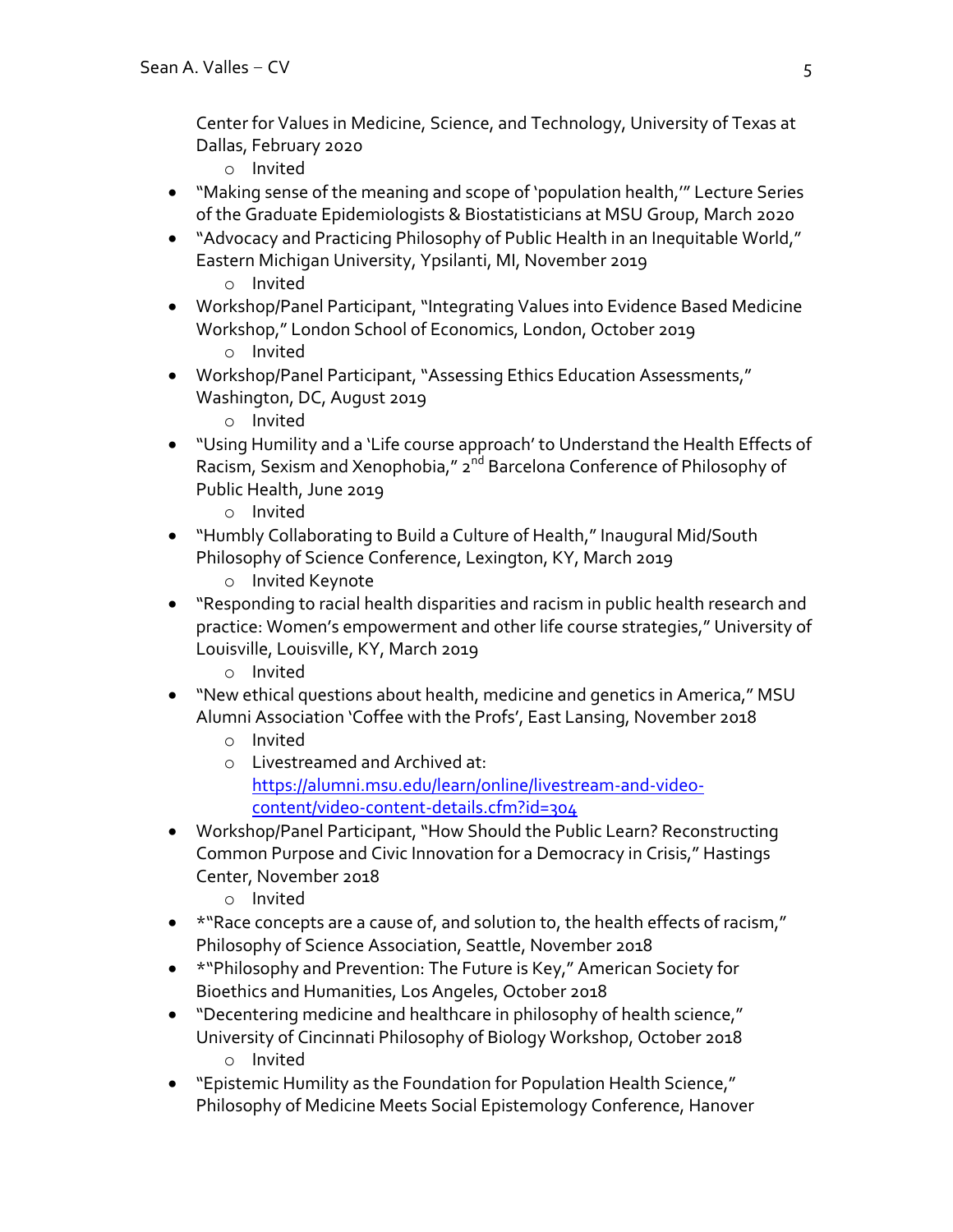Center for Values in Medicine, Science, and Technology, University of Texas at Dallas, February 2020
  - Invited
- "Making sense of the meaning and scope of 'population health,'" Lecture Series of the Graduate Epidemiologists & Biostatisticians at MSU Group, March 2020
- "Advocacy and Practicing Philosophy of Public Health in an Inequitable World," Eastern Michigan University, Ypsilanti, MI, November 2019
  - Invited
- Workshop/Panel Participant, "Integrating Values into Evidence Based Medicine Workshop," London School of Economics, London, October 2019
  - Invited
- Workshop/Panel Participant, "Assessing Ethics Education Assessments," Washington, DC, August 2019
  - Invited
- "Using Humility and a 'Life course approach' to Understand the Health Effects of Racism, Sexism and Xenophobia," 2nd Barcelona Conference of Philosophy of Public Health, June 2019
  - Invited
- "Humbly Collaborating to Build a Culture of Health," Inaugural Mid/South Philosophy of Science Conference, Lexington, KY, March 2019
  - Invited Keynote
- "Responding to racial health disparities and racism in public health research and practice: Women's empowerment and other life course strategies," University of Louisville, Louisville, KY, March 2019
  - Invited
- "New ethical questions about health, medicine and genetics in America," MSU Alumni Association 'Coffee with the Profs', East Lansing, November 2018
  - Invited
  - Livestreamed and Archived at: [https://alumni.msu.edu/learn/online/livestream-and-video-content/video-content-details.cfm?id=304](https://alumni.msu.edu/learn/online/livestream-and-video-content/video-content-details.cfm?id=304)
- Workshop/Panel Participant, "How Should the Public Learn? Reconstructing Common Purpose and Civic Innovation for a Democracy in Crisis," Hastings Center, November 2018
  - Invited
- *"Race concepts are a cause of, and solution to, the health effects of racism," Philosophy of Science Association, Seattle, November 2018
- *"Philosophy and Prevention: The Future is Key," American Society for Bioethics and Humanities, Los Angeles, October 2018
- "Decentering medicine and healthcare in philosophy of health science," University of Cincinnati Philosophy of Biology Workshop, October 2018
  - Invited
- "Epistemic Humility as the Foundation for Population Health Science," Philosophy of Medicine Meets Social Epistemology Conference, Hanover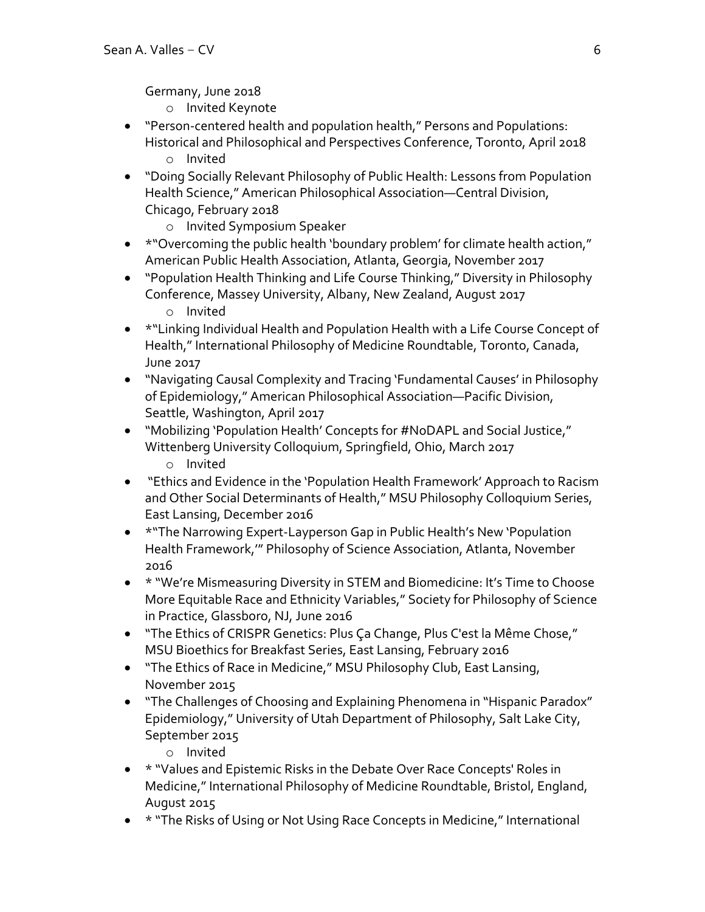Germany, June 2018
  - Invited Keynote
- "Person-centered health and population health," Persons and Populations: Historical and Philosophical and Perspectives Conference, Toronto, April 2018
  - Invited
- "Doing Socially Relevant Philosophy of Public Health: Lessons from Population Health Science," American Philosophical Association—Central Division, Chicago, February 2018
  - Invited Symposium Speaker
- *"Overcoming the public health 'boundary problem' for climate health action," American Public Health Association, Atlanta, Georgia, November 2017
- "Population Health Thinking and Life Course Thinking," Diversity in Philosophy Conference, Massey University, Albany, New Zealand, August 2017
  - Invited
- *"Linking Individual Health and Population Health with a Life Course Concept of Health," International Philosophy of Medicine Roundtable, Toronto, Canada, June 2017
- "Navigating Causal Complexity and Tracing 'Fundamental Causes' in Philosophy of Epidemiology," American Philosophical Association—Pacific Division, Seattle, Washington, April 2017
- "Mobilizing 'Population Health' Concepts for #NoDAPL and Social Justice," Wittenberg University Colloquium, Springfield, Ohio, March 2017
  - Invited
- "Ethics and Evidence in the 'Population Health Framework' Approach to Racism and Other Social Determinants of Health," MSU Philosophy Colloquium Series, East Lansing, December 2016
- *"The Narrowing Expert-Layperson Gap in Public Health's New 'Population Health Framework,'" Philosophy of Science Association, Atlanta, November 2016
- * "We're Mismeasuring Diversity in STEM and Biomedicine: It's Time to Choose More Equitable Race and Ethnicity Variables," Society for Philosophy of Science in Practice, Glassboro, NJ, June 2016
- "The Ethics of CRISPR Genetics: Plus Ça Change, Plus C'est la Même Chose," MSU Bioethics for Breakfast Series, East Lansing, February 2016
- "The Ethics of Race in Medicine," MSU Philosophy Club, East Lansing, November 2015
- "The Challenges of Choosing and Explaining Phenomena in "Hispanic Paradox" Epidemiology," University of Utah Department of Philosophy, Salt Lake City, September 2015
  - Invited
- * "Values and Epistemic Risks in the Debate Over Race Concepts' Roles in Medicine," International Philosophy of Medicine Roundtable, Bristol, England, August 2015
- * "The Risks of Using or Not Using Race Concepts in Medicine," International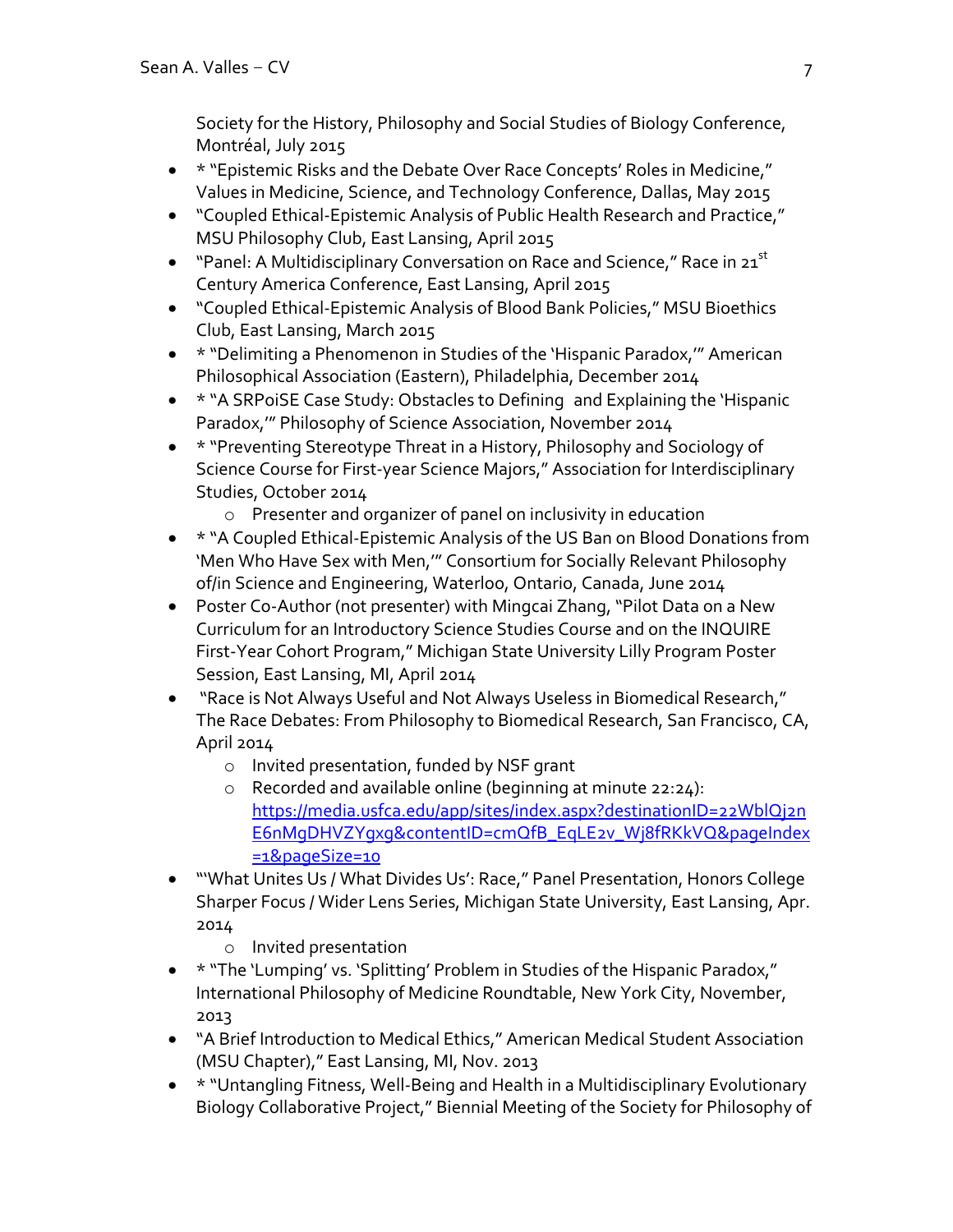Society for the History, Philosophy and Social Studies of Biology Conference, Montréal, July 2015

- * "Epistemic Risks and the Debate Over Race Concepts' Roles in Medicine," Values in Medicine, Science, and Technology Conference, Dallas, May 2015
- "Coupled Ethical-Epistemic Analysis of Public Health Research and Practice," MSU Philosophy Club, East Lansing, April 2015
- "Panel: A Multidisciplinary Conversation on Race and Science," Race in 21st Century America Conference, East Lansing, April 2015
- "Coupled Ethical-Epistemic Analysis of Blood Bank Policies," MSU Bioethics Club, East Lansing, March 2015
- * "Delimiting a Phenomenon in Studies of the 'Hispanic Paradox,'" American Philosophical Association (Eastern), Philadelphia, December 2014
- * "A SRPoiSE Case Study: Obstacles to Defining and Explaining the 'Hispanic Paradox,'" Philosophy of Science Association, November 2014
- * "Preventing Stereotype Threat in a History, Philosophy and Sociology of Science Course for First-year Science Majors," Association for Interdisciplinary Studies, October 2014
    - Presenter and organizer of panel on inclusivity in education
- * "A Coupled Ethical-Epistemic Analysis of the US Ban on Blood Donations from 'Men Who Have Sex with Men,'" Consortium for Socially Relevant Philosophy of/in Science and Engineering, Waterloo, Ontario, Canada, June 2014
- Poster Co-Author (not presenter) with Mingcai Zhang, "Pilot Data on a New Curriculum for an Introductory Science Studies Course and on the INQUIRE First-Year Cohort Program," Michigan State University Lilly Program Poster Session, East Lansing, MI, April 2014
- "Race is Not Always Useful and Not Always Useless in Biomedical Research," The Race Debates: From Philosophy to Biomedical Research, San Francisco, CA, April 2014
    - Invited presentation, funded by NSF grant
    - Recorded and available online (beginning at minute 22:24): https://media.usfca.edu/app/sites/index.aspx?destinationID=22WblQj2nE6nMgDHVZYgxg&contentID=cmQfB_EqLE2v_Wj8fRKkVQ&pageIndex=1&pageSize=10
- "'What Unites Us / What Divides Us': Race," Panel Presentation, Honors College Sharper Focus / Wider Lens Series, Michigan State University, East Lansing, Apr. 2014
    - Invited presentation
- * "The 'Lumping' vs. 'Splitting' Problem in Studies of the Hispanic Paradox," International Philosophy of Medicine Roundtable, New York City, November, 2013
- "A Brief Introduction to Medical Ethics," American Medical Student Association (MSU Chapter)," East Lansing, MI, Nov. 2013
- * "Untangling Fitness, Well-Being and Health in a Multidisciplinary Evolutionary Biology Collaborative Project," Biennial Meeting of the Society for Philosophy of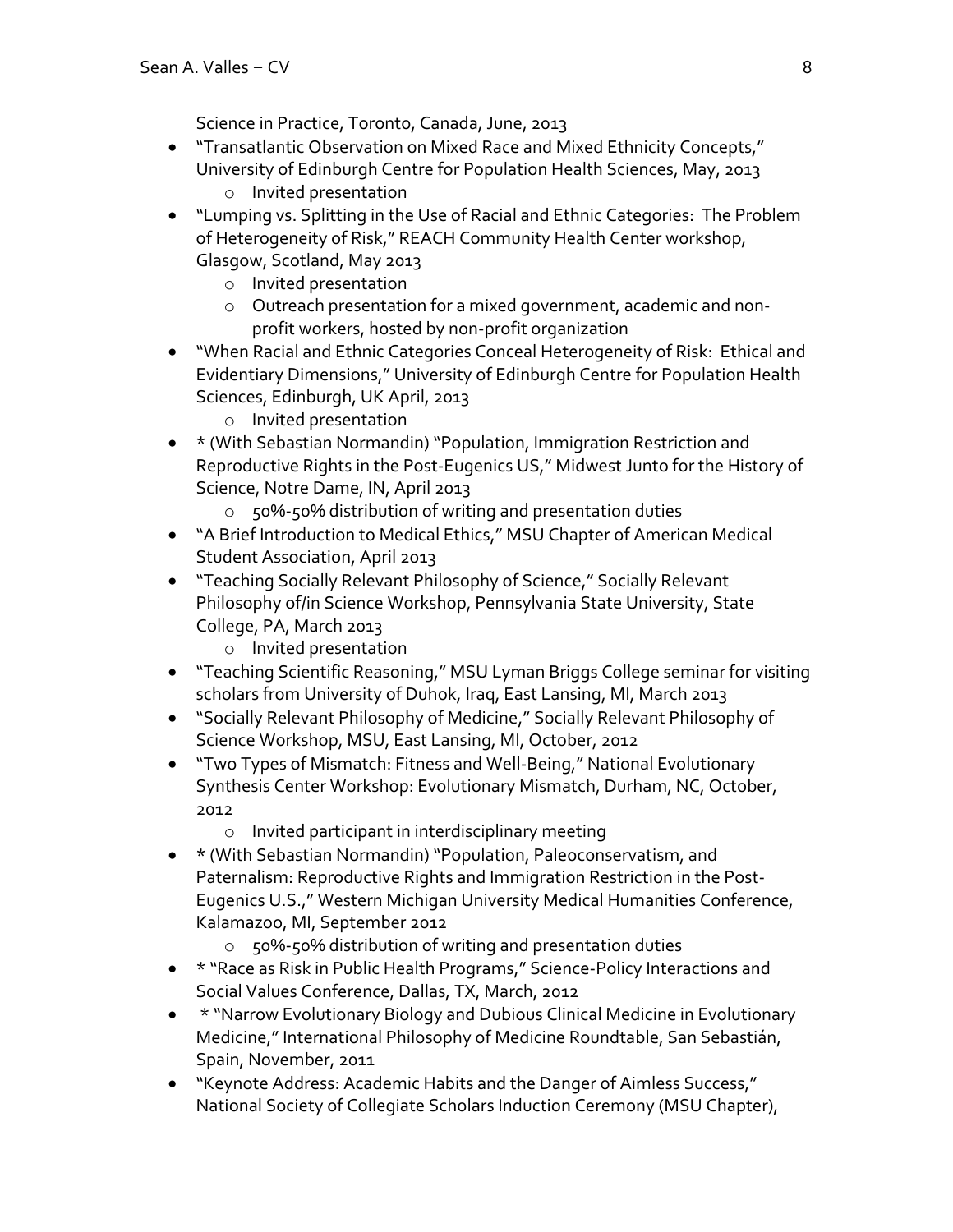Science in Practice, Toronto, Canada, June, 2013

- "Transatlantic Observation on Mixed Race and Mixed Ethnicity Concepts," University of Edinburgh Centre for Population Health Sciences, May, 2013
    - Invited presentation
- "Lumping vs. Splitting in the Use of Racial and Ethnic Categories: The Problem of Heterogeneity of Risk," REACH Community Health Center workshop, Glasgow, Scotland, May 2013
    - Invited presentation
    - Outreach presentation for a mixed government, academic and non-profit workers, hosted by non-profit organization
- "When Racial and Ethnic Categories Conceal Heterogeneity of Risk: Ethical and Evidentiary Dimensions," University of Edinburgh Centre for Population Health Sciences, Edinburgh, UK April, 2013
    - Invited presentation
- * (With Sebastian Normandin) "Population, Immigration Restriction and Reproductive Rights in the Post-Eugenics US," Midwest Junto for the History of Science, Notre Dame, IN, April 2013
    - 50%-50% distribution of writing and presentation duties
- "A Brief Introduction to Medical Ethics," MSU Chapter of American Medical Student Association, April 2013
- "Teaching Socially Relevant Philosophy of Science," Socially Relevant Philosophy of/in Science Workshop, Pennsylvania State University, State College, PA, March 2013
    - Invited presentation
- "Teaching Scientific Reasoning," MSU Lyman Briggs College seminar for visiting scholars from University of Duhok, Iraq, East Lansing, MI, March 2013
- "Socially Relevant Philosophy of Medicine," Socially Relevant Philosophy of Science Workshop, MSU, East Lansing, MI, October, 2012
- "Two Types of Mismatch: Fitness and Well-Being," National Evolutionary Synthesis Center Workshop: Evolutionary Mismatch, Durham, NC, October, 2012
    - Invited participant in interdisciplinary meeting
- * (With Sebastian Normandin) "Population, Paleoconservatism, and Paternalism: Reproductive Rights and Immigration Restriction in the Post-Eugenics U.S.," Western Michigan University Medical Humanities Conference, Kalamazoo, MI, September 2012
    - 50%-50% distribution of writing and presentation duties
- * "Race as Risk in Public Health Programs," Science-Policy Interactions and Social Values Conference, Dallas, TX, March, 2012
- * "Narrow Evolutionary Biology and Dubious Clinical Medicine in Evolutionary Medicine," International Philosophy of Medicine Roundtable, San Sebastián, Spain, November, 2011
- "Keynote Address: Academic Habits and the Danger of Aimless Success," National Society of Collegiate Scholars Induction Ceremony (MSU Chapter),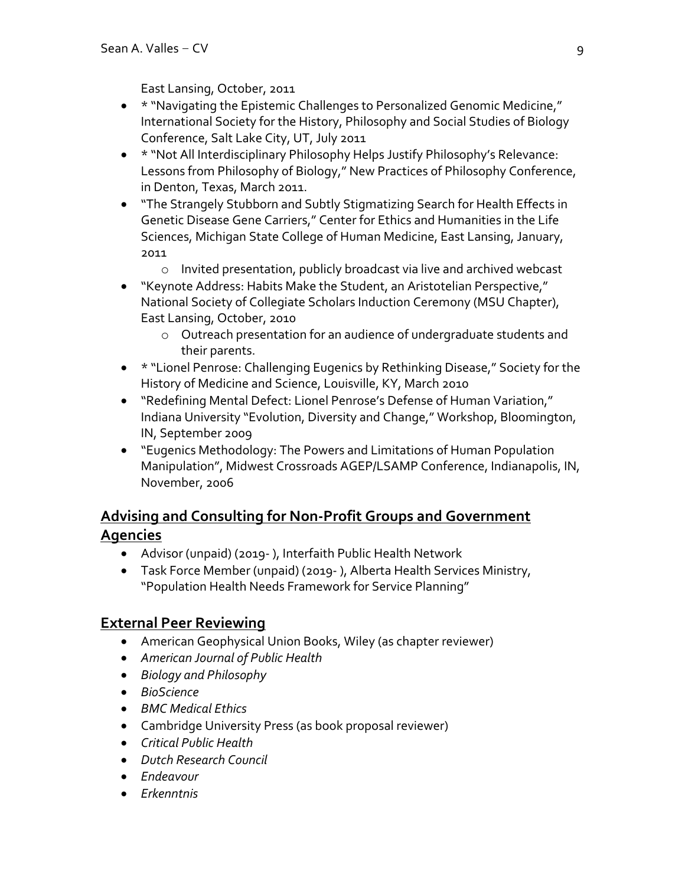East Lansing, October, 2011

- * "Navigating the Epistemic Challenges to Personalized Genomic Medicine," International Society for the History, Philosophy and Social Studies of Biology Conference, Salt Lake City, UT, July 2011
- * "Not All Interdisciplinary Philosophy Helps Justify Philosophy's Relevance: Lessons from Philosophy of Biology," New Practices of Philosophy Conference, in Denton, Texas, March 2011.
- "The Strangely Stubborn and Subtly Stigmatizing Search for Health Effects in Genetic Disease Gene Carriers," Center for Ethics and Humanities in the Life Sciences, Michigan State College of Human Medicine, East Lansing, January, 2011
  - Invited presentation, publicly broadcast via live and archived webcast
- "Keynote Address: Habits Make the Student, an Aristotelian Perspective," National Society of Collegiate Scholars Induction Ceremony (MSU Chapter), East Lansing, October, 2010
  - Outreach presentation for an audience of undergraduate students and their parents.
- * "Lionel Penrose: Challenging Eugenics by Rethinking Disease," Society for the History of Medicine and Science, Louisville, KY, March 2010
- "Redefining Mental Defect: Lionel Penrose's Defense of Human Variation," Indiana University "Evolution, Diversity and Change," Workshop, Bloomington, IN, September 2009
- "Eugenics Methodology: The Powers and Limitations of Human Population Manipulation", Midwest Crossroads AGEP/LSAMP Conference, Indianapolis, IN, November, 2006

## Advising and Consulting for Non-Profit Groups and Government Agencies

- Advisor (unpaid) (2019- ), Interfaith Public Health Network
- Task Force Member (unpaid) (2019- ), Alberta Health Services Ministry, "Population Health Needs Framework for Service Planning"

## External Peer Reviewing

- American Geophysical Union Books, Wiley (as chapter reviewer)
- *American Journal of Public Health*
- *Biology and Philosophy*
- *BioScience*
- *BMC Medical Ethics*
- Cambridge University Press (as book proposal reviewer)
- *Critical Public Health*
- *Dutch Research Council*
- *Endeavour*
- *Erkenntnis*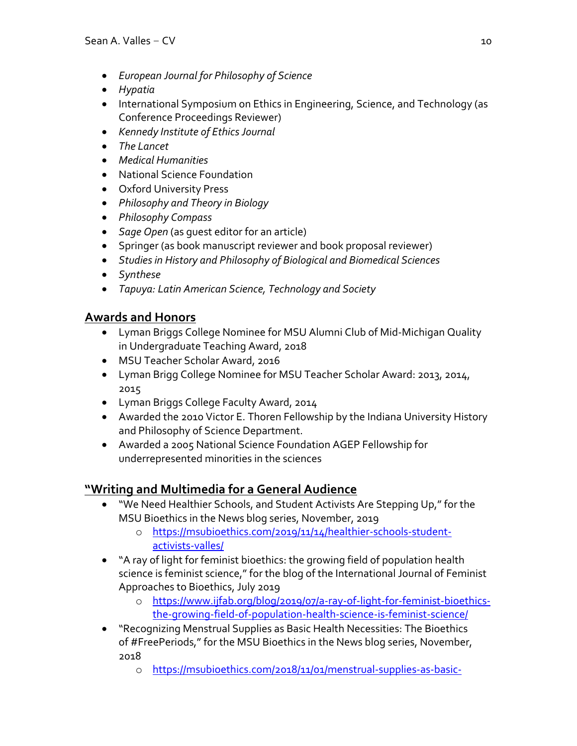- *European Journal for Philosophy of Science*
- *Hypatia*
- International Symposium on Ethics in Engineering, Science, and Technology (as Conference Proceedings Reviewer)
- *Kennedy Institute of Ethics Journal*
- *The Lancet*
- *Medical Humanities*
- National Science Foundation
- Oxford University Press
- *Philosophy and Theory in Biology*
- *Philosophy Compass*
- *Sage Open* (as guest editor for an article)
- Springer (as book manuscript reviewer and book proposal reviewer)
- *Studies in History and Philosophy of Biological and Biomedical Sciences*
- *Synthese*
- *Tapuya: Latin American Science, Technology and Society*

## Awards and Honors

- Lyman Briggs College Nominee for MSU Alumni Club of Mid-Michigan Quality in Undergraduate Teaching Award, 2018
- MSU Teacher Scholar Award, 2016
- Lyman Brigg College Nominee for MSU Teacher Scholar Award: 2013, 2014, 2015
- Lyman Briggs College Faculty Award, 2014
- Awarded the 2010 Victor E. Thoren Fellowship by the Indiana University History and Philosophy of Science Department.
- Awarded a 2005 National Science Foundation AGEP Fellowship for underrepresented minorities in the sciences

## "Writing and Multimedia for a General Audience

- "We Need Healthier Schools, and Student Activists Are Stepping Up," for the MSU Bioethics in the News blog series, November, 2019
  - https://msubioethics.com/2019/11/14/healthier-schools-student-activists-valles/
- "A ray of light for feminist bioethics: the growing field of population health science is feminist science," for the blog of the International Journal of Feminist Approaches to Bioethics, July 2019
  - https://www.ijfab.org/blog/2019/07/a-ray-of-light-for-feminist-bioethics-the-growing-field-of-population-health-science-is-feminist-science/
- "Recognizing Menstrual Supplies as Basic Health Necessities: The Bioethics of #FreePeriods," for the MSU Bioethics in the News blog series, November, 2018
  - https://msubioethics.com/2018/11/01/menstrual-supplies-as-basic-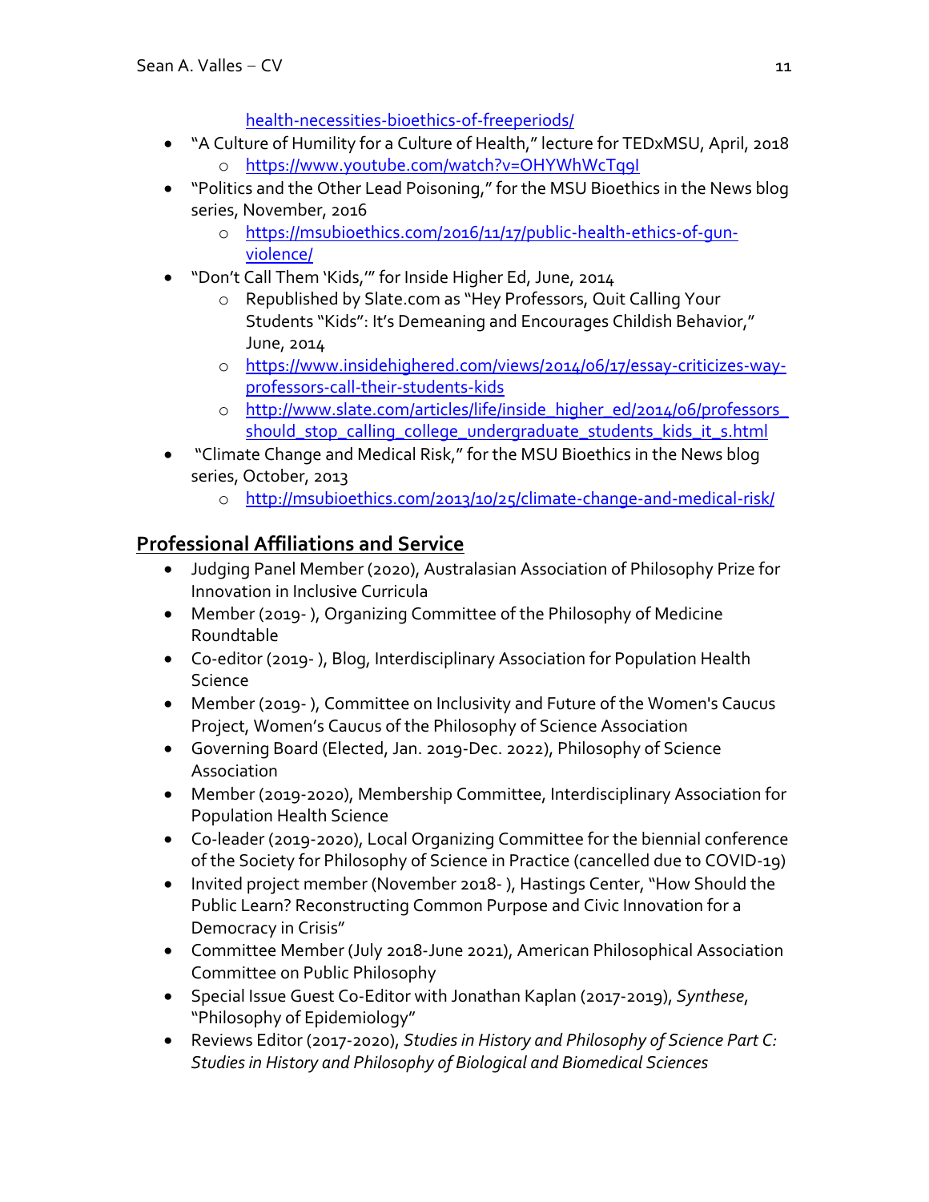- health-necessities-bioethics-of-freeperiods/

- "A Culture of Humility for a Culture of Health," lecture for TEDxMSU, April, 2018
    - https://www.youtube.com/watch?v=OHYWhWcTq9I
- "Politics and the Other Lead Poisoning," for the MSU Bioethics in the News blog series, November, 2016
    - https://msubioethics.com/2016/11/17/public-health-ethics-of-gun-violence/
- "Don't Call Them 'Kids,'" for Inside Higher Ed, June, 2014
    - Republished by Slate.com as "Hey Professors, Quit Calling Your Students "Kids": It's Demeaning and Encourages Childish Behavior," June, 2014
    - https://www.insidehighered.com/views/2014/06/17/essay-criticizes-way-professors-call-their-students-kids
    - http://www.slate.com/articles/life/inside_higher_ed/2014/06/professors_should_stop_calling_college_undergraduate_students_kids_it_s.html
- "Climate Change and Medical Risk," for the MSU Bioethics in the News blog series, October, 2013
    - http://msubioethics.com/2013/10/25/climate-change-and-medical-risk/

## Professional Affiliations and Service

- Judging Panel Member (2020), Australasian Association of Philosophy Prize for Innovation in Inclusive Curricula
- Member (2019- ), Organizing Committee of the Philosophy of Medicine Roundtable
- Co-editor (2019- ), Blog, Interdisciplinary Association for Population Health Science
- Member (2019- ), Committee on Inclusivity and Future of the Women's Caucus Project, Women's Caucus of the Philosophy of Science Association
- Governing Board (Elected, Jan. 2019-Dec. 2022), Philosophy of Science Association
- Member (2019-2020), Membership Committee, Interdisciplinary Association for Population Health Science
- Co-leader (2019-2020), Local Organizing Committee for the biennial conference of the Society for Philosophy of Science in Practice (cancelled due to COVID-19)
- Invited project member (November 2018- ), Hastings Center, "How Should the Public Learn? Reconstructing Common Purpose and Civic Innovation for a Democracy in Crisis"
- Committee Member (July 2018-June 2021), American Philosophical Association Committee on Public Philosophy
- Special Issue Guest Co-Editor with Jonathan Kaplan (2017-2019), *Synthese*, "Philosophy of Epidemiology"
- Reviews Editor (2017-2020), *Studies in History and Philosophy of Science Part C: Studies in History and Philosophy of Biological and Biomedical Sciences*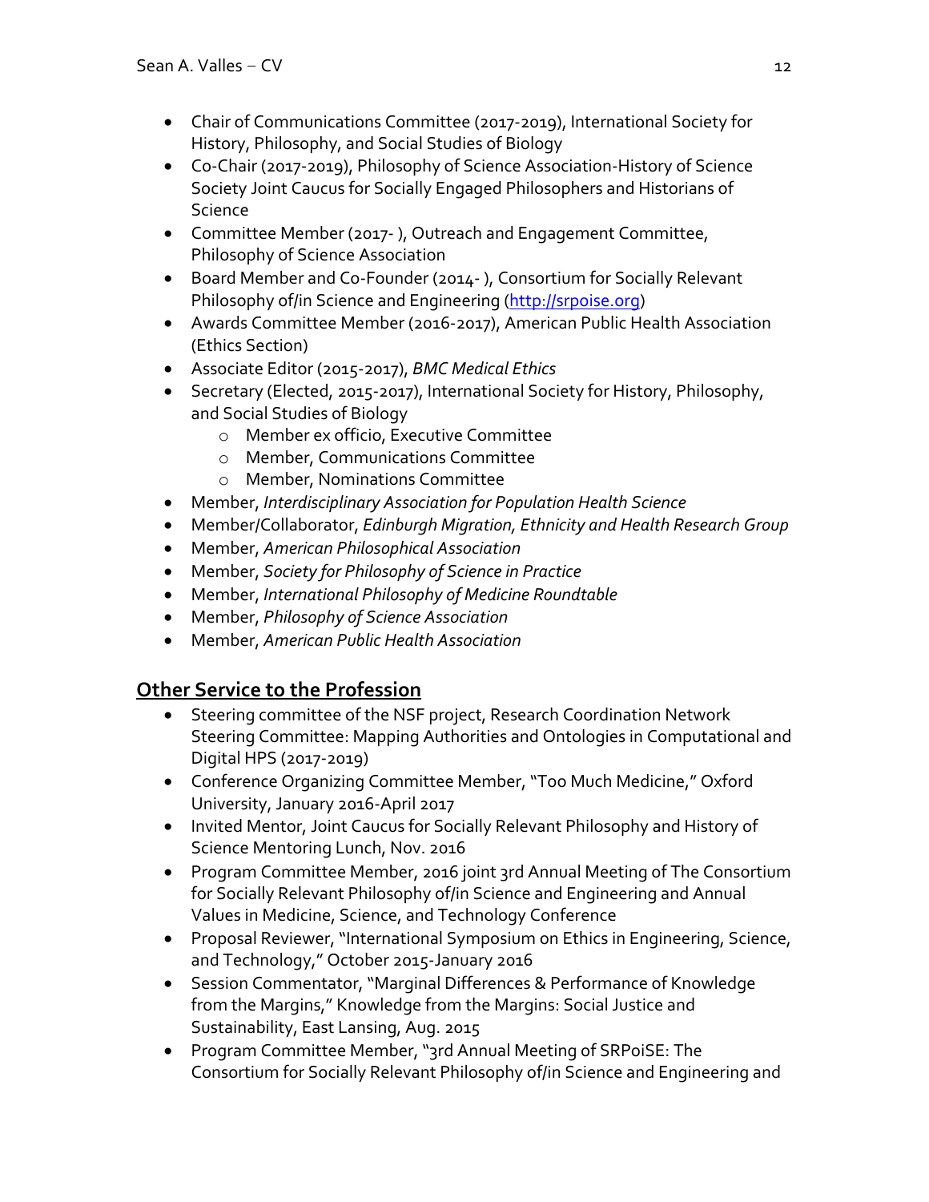- Chair of Communications Committee (2017-2019), International Society for History, Philosophy, and Social Studies of Biology
- Co-Chair (2017-2019), Philosophy of Science Association-History of Science Society Joint Caucus for Socially Engaged Philosophers and Historians of Science
- Committee Member (2017- ), Outreach and Engagement Committee, Philosophy of Science Association
- Board Member and Co-Founder (2014- ), Consortium for Socially Relevant Philosophy of/in Science and Engineering ([http://srpoise.org](http://srpoise.org))
- Awards Committee Member (2016-2017), American Public Health Association (Ethics Section)
- Associate Editor (2015-2017), *BMC Medical Ethics*
- Secretary (Elected, 2015-2017), International Society for History, Philosophy, and Social Studies of Biology
    - Member ex officio, Executive Committee
    - Member, Communications Committee
    - Member, Nominations Committee
- Member, *Interdisciplinary Association for Population Health Science*
- Member/Collaborator, *Edinburgh Migration, Ethnicity and Health Research Group*
- Member, *American Philosophical Association*
- Member, *Society for Philosophy of Science in Practice*
- Member, *International Philosophy of Medicine Roundtable*
- Member, *Philosophy of Science Association*
- Member, *American Public Health Association*

## Other Service to the Profession

- Steering committee of the NSF project, Research Coordination Network Steering Committee: Mapping Authorities and Ontologies in Computational and Digital HPS (2017-2019)
- Conference Organizing Committee Member, "Too Much Medicine," Oxford University, January 2016-April 2017
- Invited Mentor, Joint Caucus for Socially Relevant Philosophy and History of Science Mentoring Lunch, Nov. 2016
- Program Committee Member, 2016 joint 3rd Annual Meeting of The Consortium for Socially Relevant Philosophy of/in Science and Engineering and Annual Values in Medicine, Science, and Technology Conference
- Proposal Reviewer, "International Symposium on Ethics in Engineering, Science, and Technology," October 2015-January 2016
- Session Commentator, "Marginal Differences & Performance of Knowledge from the Margins," Knowledge from the Margins: Social Justice and Sustainability, East Lansing, Aug. 2015
- Program Committee Member, "3rd Annual Meeting of SRPoiSE: The Consortium for Socially Relevant Philosophy of/in Science and Engineering and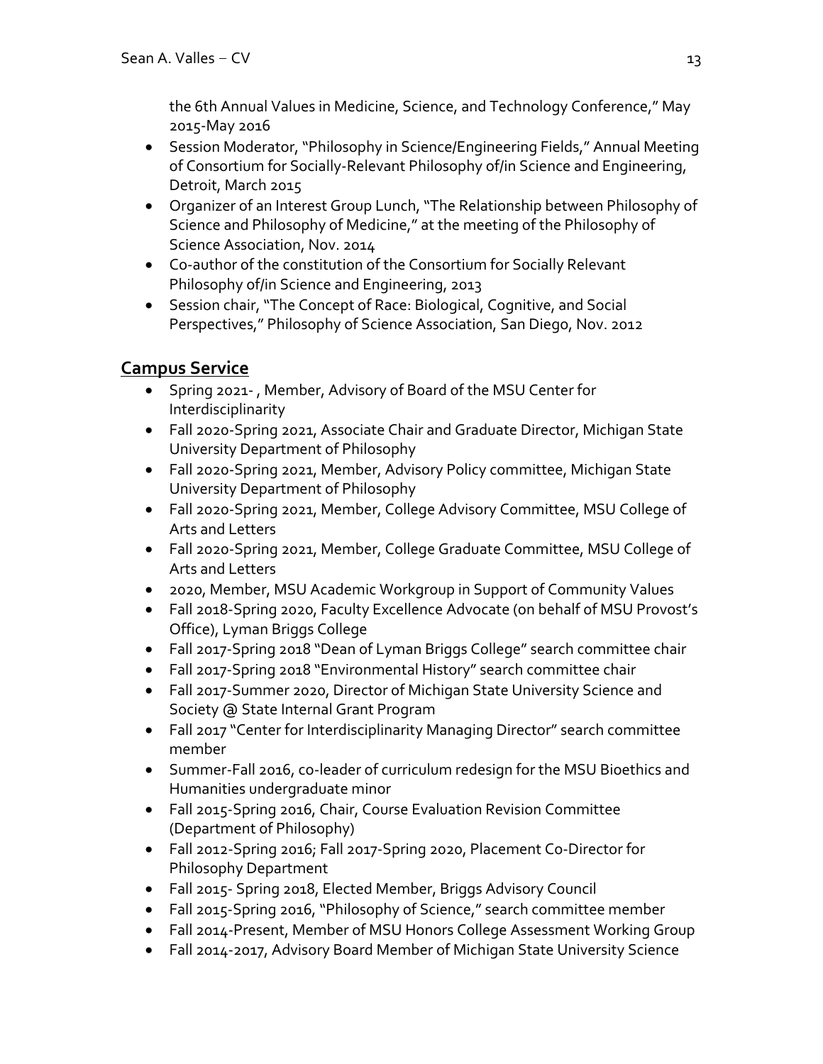the 6th Annual Values in Medicine, Science, and Technology Conference," May 2015-May 2016

- Session Moderator, "Philosophy in Science/Engineering Fields," Annual Meeting of Consortium for Socially-Relevant Philosophy of/in Science and Engineering, Detroit, March 2015
- Organizer of an Interest Group Lunch, "The Relationship between Philosophy of Science and Philosophy of Medicine," at the meeting of the Philosophy of Science Association, Nov. 2014
- Co-author of the constitution of the Consortium for Socially Relevant Philosophy of/in Science and Engineering, 2013
- Session chair, "The Concept of Race: Biological, Cognitive, and Social Perspectives," Philosophy of Science Association, San Diego, Nov. 2012

## Campus Service

- Spring 2021- , Member, Advisory of Board of the MSU Center for Interdisciplinarity
- Fall 2020-Spring 2021, Associate Chair and Graduate Director, Michigan State University Department of Philosophy
- Fall 2020-Spring 2021, Member, Advisory Policy committee, Michigan State University Department of Philosophy
- Fall 2020-Spring 2021, Member, College Advisory Committee, MSU College of Arts and Letters
- Fall 2020-Spring 2021, Member, College Graduate Committee, MSU College of Arts and Letters
- 2020, Member, MSU Academic Workgroup in Support of Community Values
- Fall 2018-Spring 2020, Faculty Excellence Advocate (on behalf of MSU Provost's Office), Lyman Briggs College
- Fall 2017-Spring 2018 "Dean of Lyman Briggs College" search committee chair
- Fall 2017-Spring 2018 "Environmental History" search committee chair
- Fall 2017-Summer 2020, Director of Michigan State University Science and Society @ State Internal Grant Program
- Fall 2017 "Center for Interdisciplinarity Managing Director" search committee member
- Summer-Fall 2016, co-leader of curriculum redesign for the MSU Bioethics and Humanities undergraduate minor
- Fall 2015-Spring 2016, Chair, Course Evaluation Revision Committee (Department of Philosophy)
- Fall 2012-Spring 2016; Fall 2017-Spring 2020, Placement Co-Director for Philosophy Department
- Fall 2015- Spring 2018, Elected Member, Briggs Advisory Council
- Fall 2015-Spring 2016, "Philosophy of Science," search committee member
- Fall 2014-Present, Member of MSU Honors College Assessment Working Group
- Fall 2014-2017, Advisory Board Member of Michigan State University Science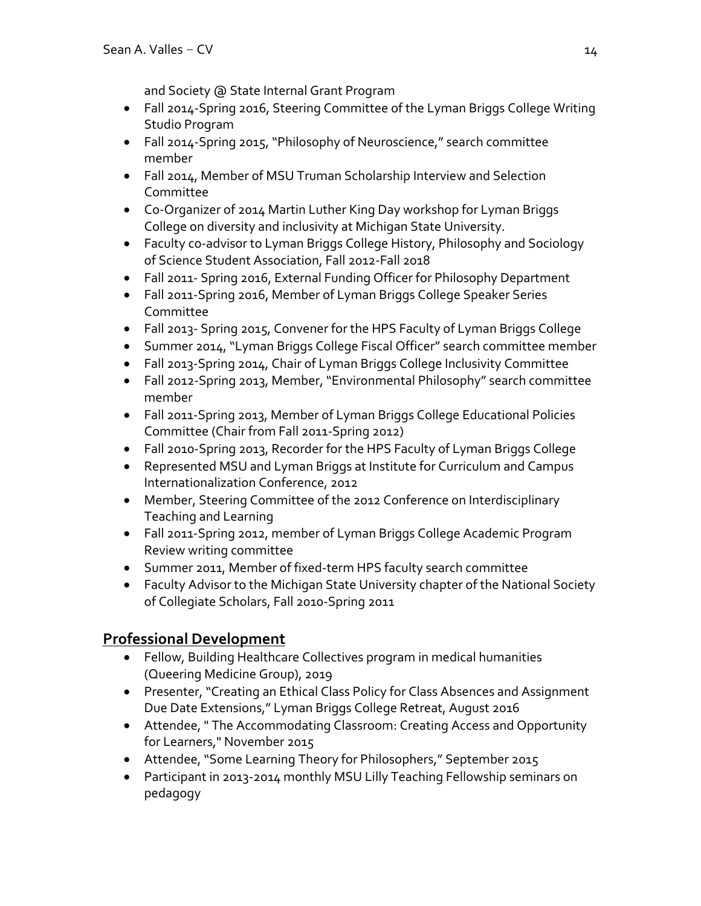and Society @ State Internal Grant Program

- Fall 2014-Spring 2016, Steering Committee of the Lyman Briggs College Writing Studio Program
- Fall 2014-Spring 2015, "Philosophy of Neuroscience," search committee member
- Fall 2014, Member of MSU Truman Scholarship Interview and Selection Committee
- Co-Organizer of 2014 Martin Luther King Day workshop for Lyman Briggs College on diversity and inclusivity at Michigan State University.
- Faculty co-advisor to Lyman Briggs College History, Philosophy and Sociology of Science Student Association, Fall 2012-Fall 2018
- Fall 2011- Spring 2016, External Funding Officer for Philosophy Department
- Fall 2011-Spring 2016, Member of Lyman Briggs College Speaker Series Committee
- Fall 2013- Spring 2015, Convener for the HPS Faculty of Lyman Briggs College
- Summer 2014, "Lyman Briggs College Fiscal Officer" search committee member
- Fall 2013-Spring 2014, Chair of Lyman Briggs College Inclusivity Committee
- Fall 2012-Spring 2013, Member, "Environmental Philosophy" search committee member
- Fall 2011-Spring 2013, Member of Lyman Briggs College Educational Policies Committee (Chair from Fall 2011-Spring 2012)
- Fall 2010-Spring 2013, Recorder for the HPS Faculty of Lyman Briggs College
- Represented MSU and Lyman Briggs at Institute for Curriculum and Campus Internationalization Conference, 2012
- Member, Steering Committee of the 2012 Conference on Interdisciplinary Teaching and Learning
- Fall 2011-Spring 2012, member of Lyman Briggs College Academic Program Review writing committee
- Summer 2011, Member of fixed-term HPS faculty search committee
- Faculty Advisor to the Michigan State University chapter of the National Society of Collegiate Scholars, Fall 2010-Spring 2011

## Professional Development

- Fellow, Building Healthcare Collectives program in medical humanities (Queering Medicine Group), 2019
- Presenter, "Creating an Ethical Class Policy for Class Absences and Assignment Due Date Extensions," Lyman Briggs College Retreat, August 2016
- Attendee, " The Accommodating Classroom: Creating Access and Opportunity for Learners," November 2015
- Attendee, "Some Learning Theory for Philosophers," September 2015
- Participant in 2013-2014 monthly MSU Lilly Teaching Fellowship seminars on pedagogy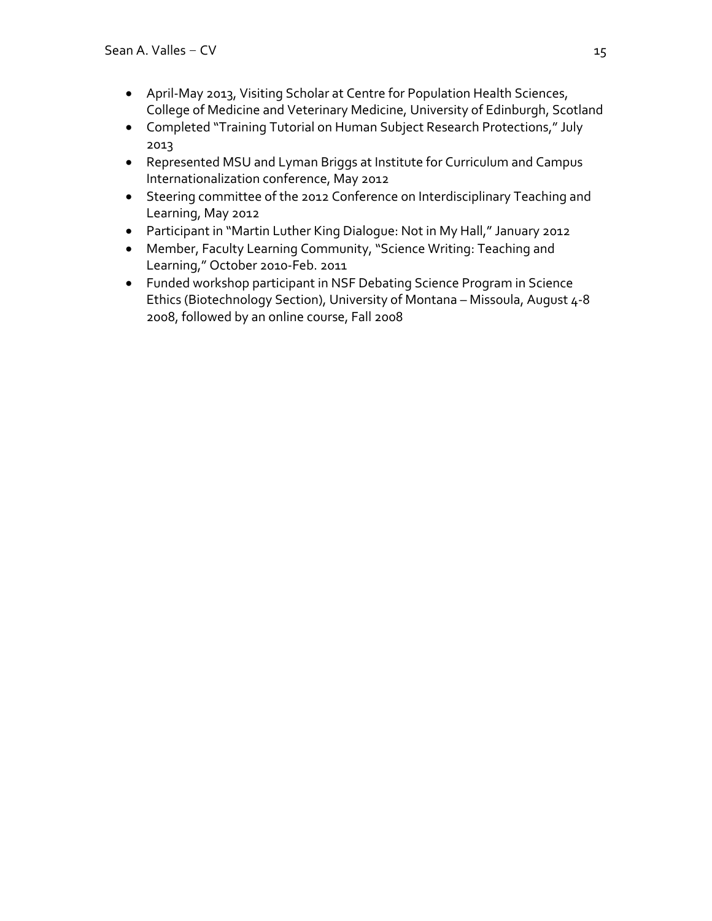- April-May 2013, Visiting Scholar at Centre for Population Health Sciences, College of Medicine and Veterinary Medicine, University of Edinburgh, Scotland
- Completed "Training Tutorial on Human Subject Research Protections," July 2013
- Represented MSU and Lyman Briggs at Institute for Curriculum and Campus Internationalization conference, May 2012
- Steering committee of the 2012 Conference on Interdisciplinary Teaching and Learning, May 2012
- Participant in "Martin Luther King Dialogue: Not in My Hall," January 2012
- Member, Faculty Learning Community, "Science Writing: Teaching and Learning," October 2010-Feb. 2011
- Funded workshop participant in NSF Debating Science Program in Science Ethics (Biotechnology Section), University of Montana – Missoula, August 4-8 2008, followed by an online course, Fall 2008